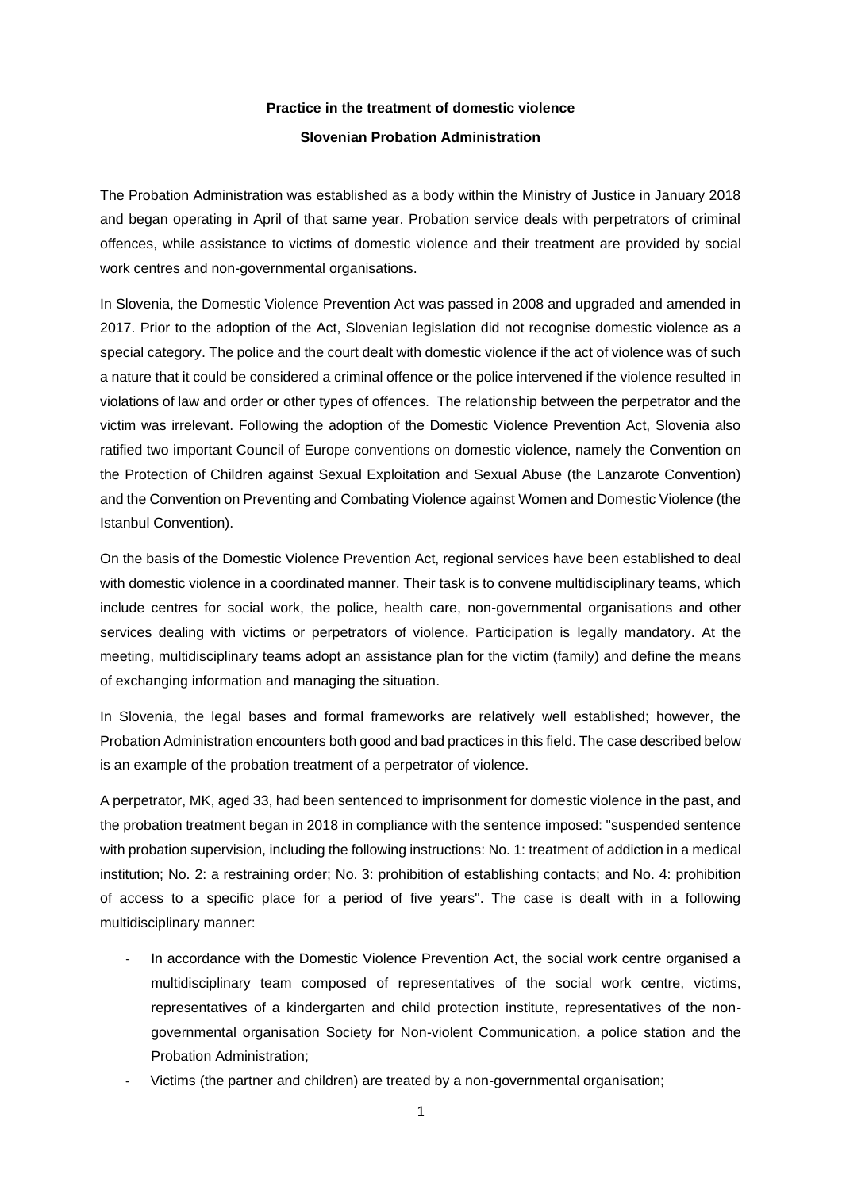**Practice in the treatment of domestic violence**

**Slovenian Probation Administration**

The Probation Administration was established as a body within the Ministry of Justice in January 2018 and began operating in April of that same year. Probation service deals with perpetrators of criminal offences, while assistance to victims of domestic violence and their treatment are provided by social work centres and non-governmental organisations.

In Slovenia, the Domestic Violence Prevention Act was passed in 2008 and upgraded and amended in 2017. Prior to the adoption of the Act, Slovenian legislation did not recognise domestic violence as a special category. The police and the court dealt with domestic violence if the act of violence was of such a nature that it could be considered a criminal offence or the police intervened if the violence resulted in violations of law and order or other types of offences. The relationship between the perpetrator and the victim was irrelevant. Following the adoption of the Domestic Violence Prevention Act, Slovenia also ratified two important Council of Europe conventions on domestic violence, namely the Convention on the Protection of Children against Sexual Exploitation and Sexual Abuse (the Lanzarote Convention) and the Convention on Preventing and Combating Violence against Women and Domestic Violence (the Istanbul Convention).

On the basis of the Domestic Violence Prevention Act, regional services have been established to deal with domestic violence in a coordinated manner. Their task is to convene multidisciplinary teams, which include centres for social work, the police, health care, non-governmental organisations and other services dealing with victims or perpetrators of violence. Participation is legally mandatory. At the meeting, multidisciplinary teams adopt an assistance plan for the victim (family) and define the means of exchanging information and managing the situation.

In Slovenia, the legal bases and formal frameworks are relatively well established; however, the Probation Administration encounters both good and bad practices in this field. The case described below is an example of the probation treatment of a perpetrator of violence.

A perpetrator, MK, aged 33, had been sentenced to imprisonment for domestic violence in the past, and the probation treatment began in 2018 in compliance with the sentence imposed: "suspended sentence with probation supervision, including the following instructions: No. 1: treatment of addiction in a medical institution; No. 2: a restraining order; No. 3: prohibition of establishing contacts; and No. 4: prohibition of access to a specific place for a period of five years". The case is dealt with in a following multidisciplinary manner:

- In accordance with the Domestic Violence Prevention Act, the social work centre organised a multidisciplinary team composed of representatives of the social work centre, victims, representatives of a kindergarten and child protection institute, representatives of the non-governmental organisation Society for Non-violent Communication, a police station and the Probation Administration;
- Victims (the partner and children) are treated by a non-governmental organisation;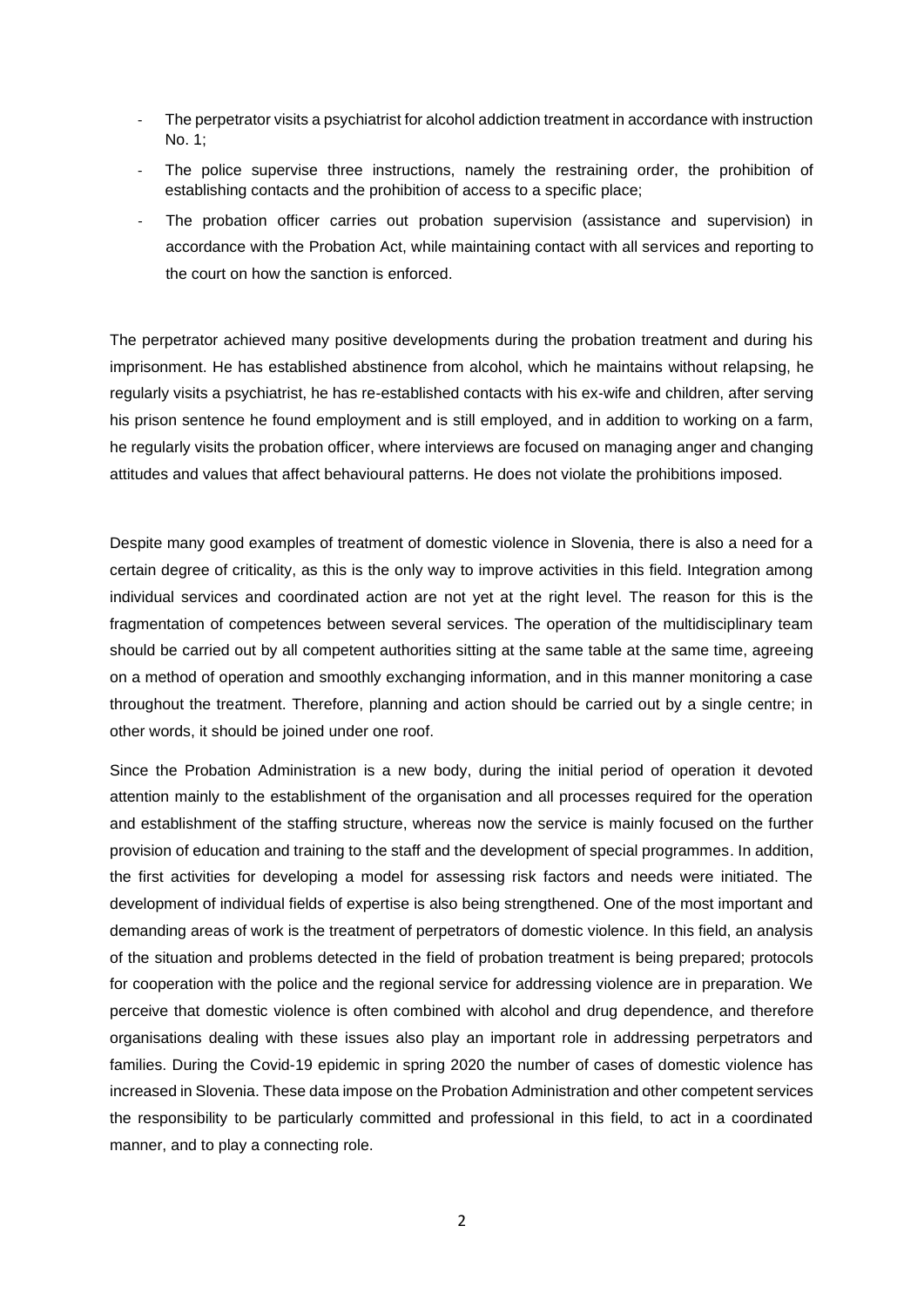- The perpetrator visits a psychiatrist for alcohol addiction treatment in accordance with instruction No. 1;
- The police supervise three instructions, namely the restraining order, the prohibition of establishing contacts and the prohibition of access to a specific place;
- The probation officer carries out probation supervision (assistance and supervision) in accordance with the Probation Act, while maintaining contact with all services and reporting to the court on how the sanction is enforced.

The perpetrator achieved many positive developments during the probation treatment and during his imprisonment. He has established abstinence from alcohol, which he maintains without relapsing, he regularly visits a psychiatrist, he has re-established contacts with his ex-wife and children, after serving his prison sentence he found employment and is still employed, and in addition to working on a farm, he regularly visits the probation officer, where interviews are focused on managing anger and changing attitudes and values that affect behavioural patterns. He does not violate the prohibitions imposed.

Despite many good examples of treatment of domestic violence in Slovenia, there is also a need for a certain degree of criticality, as this is the only way to improve activities in this field. Integration among individual services and coordinated action are not yet at the right level. The reason for this is the fragmentation of competences between several services. The operation of the multidisciplinary team should be carried out by all competent authorities sitting at the same table at the same time, agreeing on a method of operation and smoothly exchanging information, and in this manner monitoring a case throughout the treatment. Therefore, planning and action should be carried out by a single centre; in other words, it should be joined under one roof.

Since the Probation Administration is a new body, during the initial period of operation it devoted attention mainly to the establishment of the organisation and all processes required for the operation and establishment of the staffing structure, whereas now the service is mainly focused on the further provision of education and training to the staff and the development of special programmes. In addition, the first activities for developing a model for assessing risk factors and needs were initiated. The development of individual fields of expertise is also being strengthened. One of the most important and demanding areas of work is the treatment of perpetrators of domestic violence. In this field, an analysis of the situation and problems detected in the field of probation treatment is being prepared; protocols for cooperation with the police and the regional service for addressing violence are in preparation. We perceive that domestic violence is often combined with alcohol and drug dependence, and therefore organisations dealing with these issues also play an important role in addressing perpetrators and families. During the Covid-19 epidemic in spring 2020 the number of cases of domestic violence has increased in Slovenia. These data impose on the Probation Administration and other competent services the responsibility to be particularly committed and professional in this field, to act in a coordinated manner, and to play a connecting role.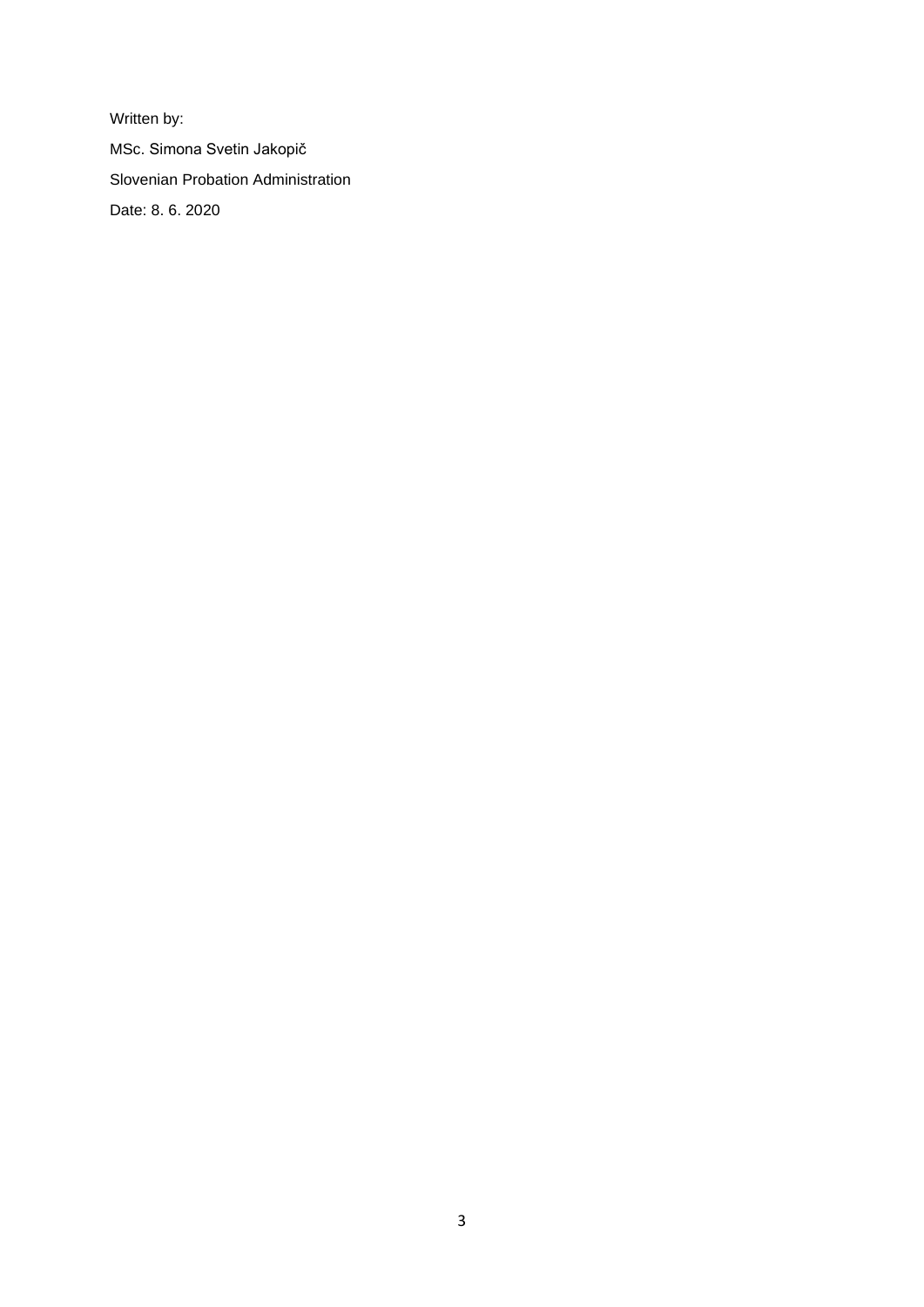Written by:

MSc. Simona Svetin Jakopič

Slovenian Probation Administration

Date: 8. 6. 2020